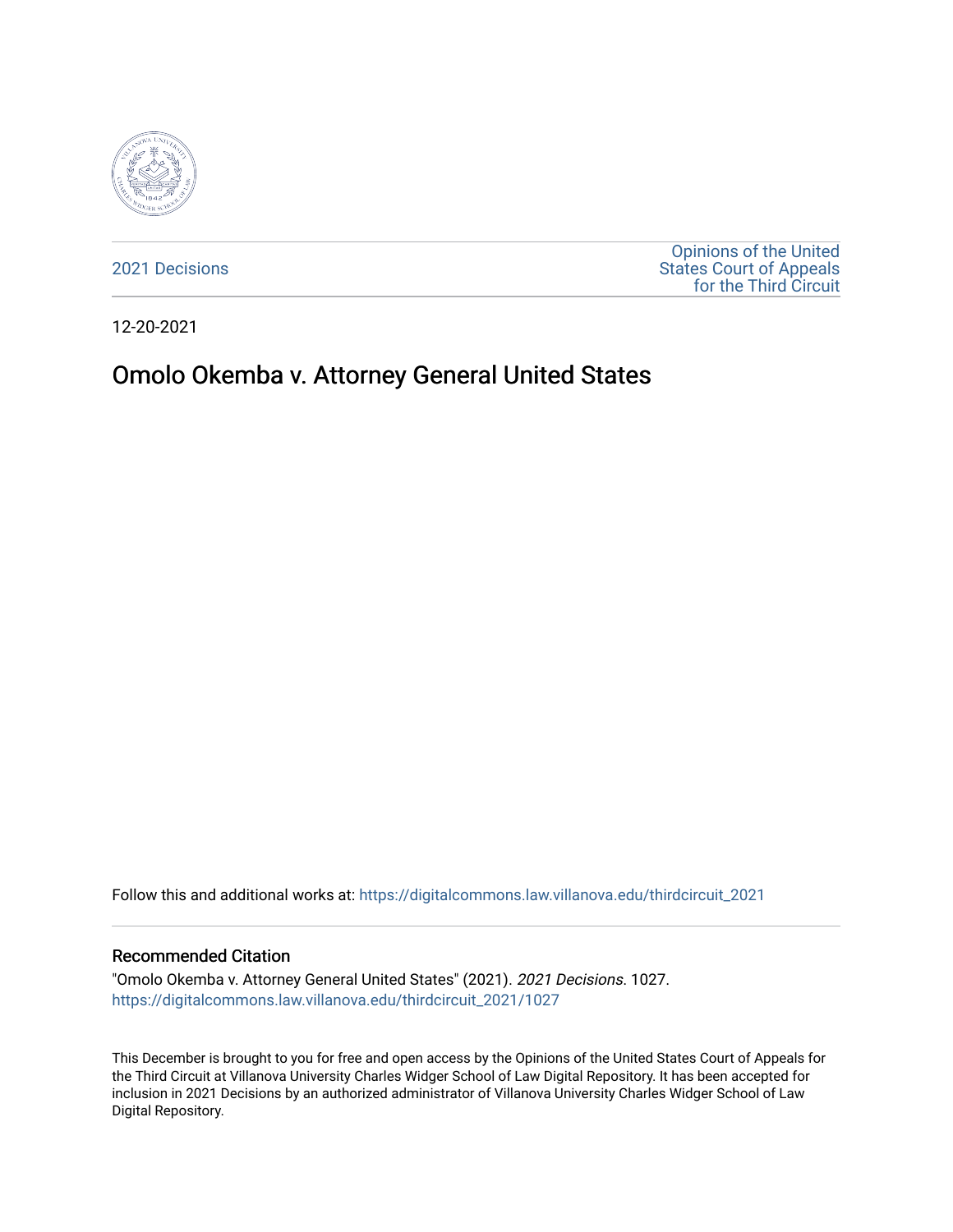2021 Decisions

Opinions of the United States Court of Appeals for the Third Circuit

12-20-2021

# Omolo Okemba v. Attorney General United States

Follow this and additional works at: https://digitalcommons.law.villanova.edu/thirdcircuit_2021

## Recommended Citation

"Omolo Okemba v. Attorney General United States" (2021). *2021 Decisions*. 1027.
https://digitalcommons.law.villanova.edu/thirdcircuit_2021/1027

This December is brought to you for free and open access by the Opinions of the United States Court of Appeals for the Third Circuit at Villanova University Charles Widger School of Law Digital Repository. It has been accepted for inclusion in 2021 Decisions by an authorized administrator of Villanova University Charles Widger School of Law Digital Repository.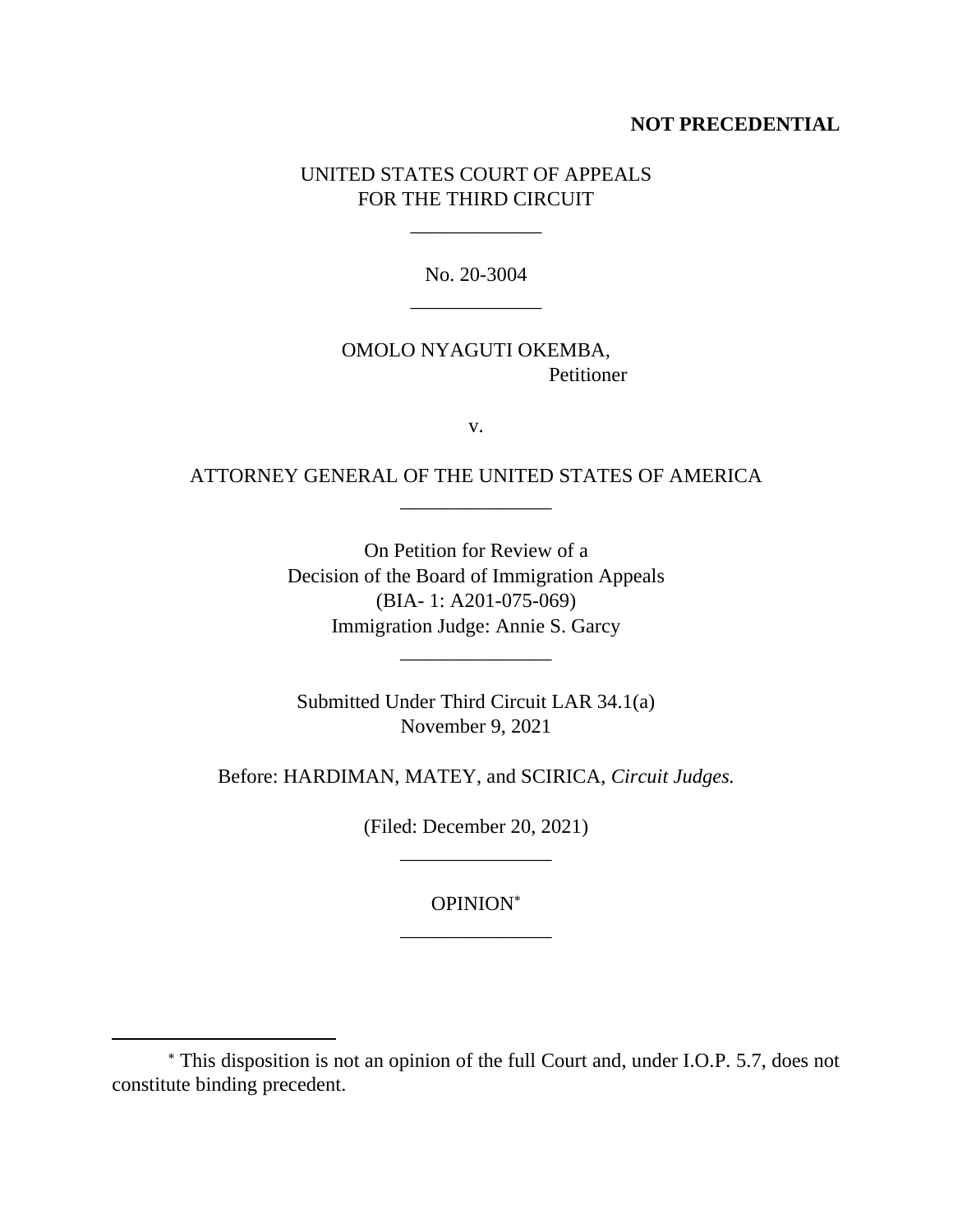**NOT PRECEDENTIAL**

UNITED STATES COURT OF APPEALS
FOR THE THIRD CIRCUIT

\_\_\_\_\_\_\_\_\_\_\_\_\_

No. 20-3004

\_\_\_\_\_\_\_\_\_\_\_\_\_

OMOLO NYAGUTI OKEMBA,
Petitioner

v.

ATTORNEY GENERAL OF THE UNITED STATES OF AMERICA

\_\_\_\_\_\_\_\_\_\_\_\_\_\_\_

On Petition for Review of a
Decision of the Board of Immigration Appeals
(BIA- 1: A201-075-069)
Immigration Judge: Annie S. Garcy

\_\_\_\_\_\_\_\_\_\_\_\_\_\_\_

Submitted Under Third Circuit LAR 34.1(a)
November 9, 2021

Before: HARDIMAN, MATEY, and SCIRICA, *Circuit Judges.*

(Filed: December 20, 2021)

\_\_\_\_\_\_\_\_\_\_\_\_\_\_\_

OPINION[*]

\_\_\_\_\_\_\_\_\_\_\_\_\_\_\_

---

[*] This disposition is not an opinion of the full Court and, under I.O.P. 5.7, does not constitute binding precedent.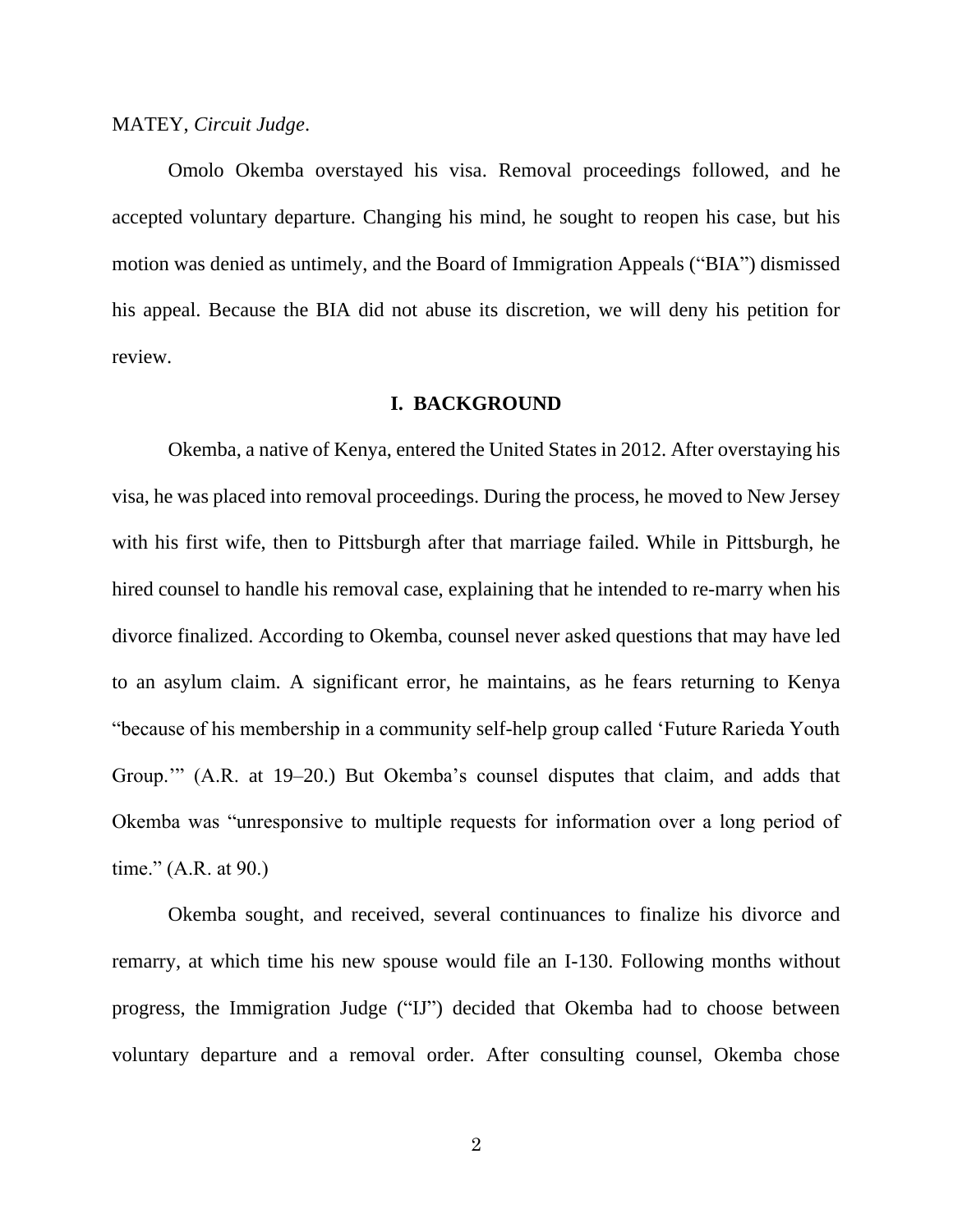MATEY, *Circuit Judge*.

Omolo Okemba overstayed his visa. Removal proceedings followed, and he accepted voluntary departure. Changing his mind, he sought to reopen his case, but his motion was denied as untimely, and the Board of Immigration Appeals ("BIA") dismissed his appeal. Because the BIA did not abuse its discretion, we will deny his petition for review.

## I. BACKGROUND

Okemba, a native of Kenya, entered the United States in 2012. After overstaying his visa, he was placed into removal proceedings. During the process, he moved to New Jersey with his first wife, then to Pittsburgh after that marriage failed. While in Pittsburgh, he hired counsel to handle his removal case, explaining that he intended to re-marry when his divorce finalized. According to Okemba, counsel never asked questions that may have led to an asylum claim. A significant error, he maintains, as he fears returning to Kenya "because of his membership in a community self-help group called 'Future Rarieda Youth Group.'" (A.R. at 19–20.) But Okemba's counsel disputes that claim, and adds that Okemba was "unresponsive to multiple requests for information over a long period of time." (A.R. at 90.)

Okemba sought, and received, several continuances to finalize his divorce and remarry, at which time his new spouse would file an I-130. Following months without progress, the Immigration Judge ("IJ") decided that Okemba had to choose between voluntary departure and a removal order. After consulting counsel, Okemba chose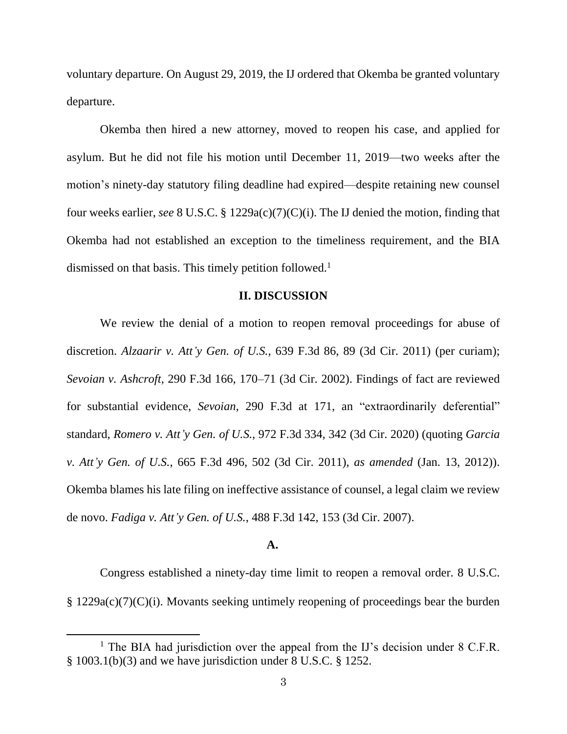voluntary departure. On August 29, 2019, the IJ ordered that Okemba be granted voluntary departure.

Okemba then hired a new attorney, moved to reopen his case, and applied for asylum. But he did not file his motion until December 11, 2019—two weeks after the motion's ninety-day statutory filing deadline had expired—despite retaining new counsel four weeks earlier, *see* 8 U.S.C. § 1229a(c)(7)(C)(i). The IJ denied the motion, finding that Okemba had not established an exception to the timeliness requirement, and the BIA dismissed on that basis. This timely petition followed.[1]

## II. DISCUSSION

We review the denial of a motion to reopen removal proceedings for abuse of discretion. *Alzaarir v. Att'y Gen. of U.S.*, 639 F.3d 86, 89 (3d Cir. 2011) (per curiam); *Sevoian v. Ashcroft*, 290 F.3d 166, 170–71 (3d Cir. 2002). Findings of fact are reviewed for substantial evidence, *Sevoian*, 290 F.3d at 171, an "extraordinarily deferential" standard, *Romero v. Att'y Gen. of U.S.*, 972 F.3d 334, 342 (3d Cir. 2020) (quoting *Garcia v. Att'y Gen. of U.S.*, 665 F.3d 496, 502 (3d Cir. 2011), *as amended* (Jan. 13, 2012)). Okemba blames his late filing on ineffective assistance of counsel, a legal claim we review de novo. *Fadiga v. Att'y Gen. of U.S.*, 488 F.3d 142, 153 (3d Cir. 2007).

### A.

Congress established a ninety-day time limit to reopen a removal order. 8 U.S.C. § 1229a(c)(7)(C)(i). Movants seeking untimely reopening of proceedings bear the burden

[1] The BIA had jurisdiction over the appeal from the IJ's decision under 8 C.F.R. § 1003.1(b)(3) and we have jurisdiction under 8 U.S.C. § 1252.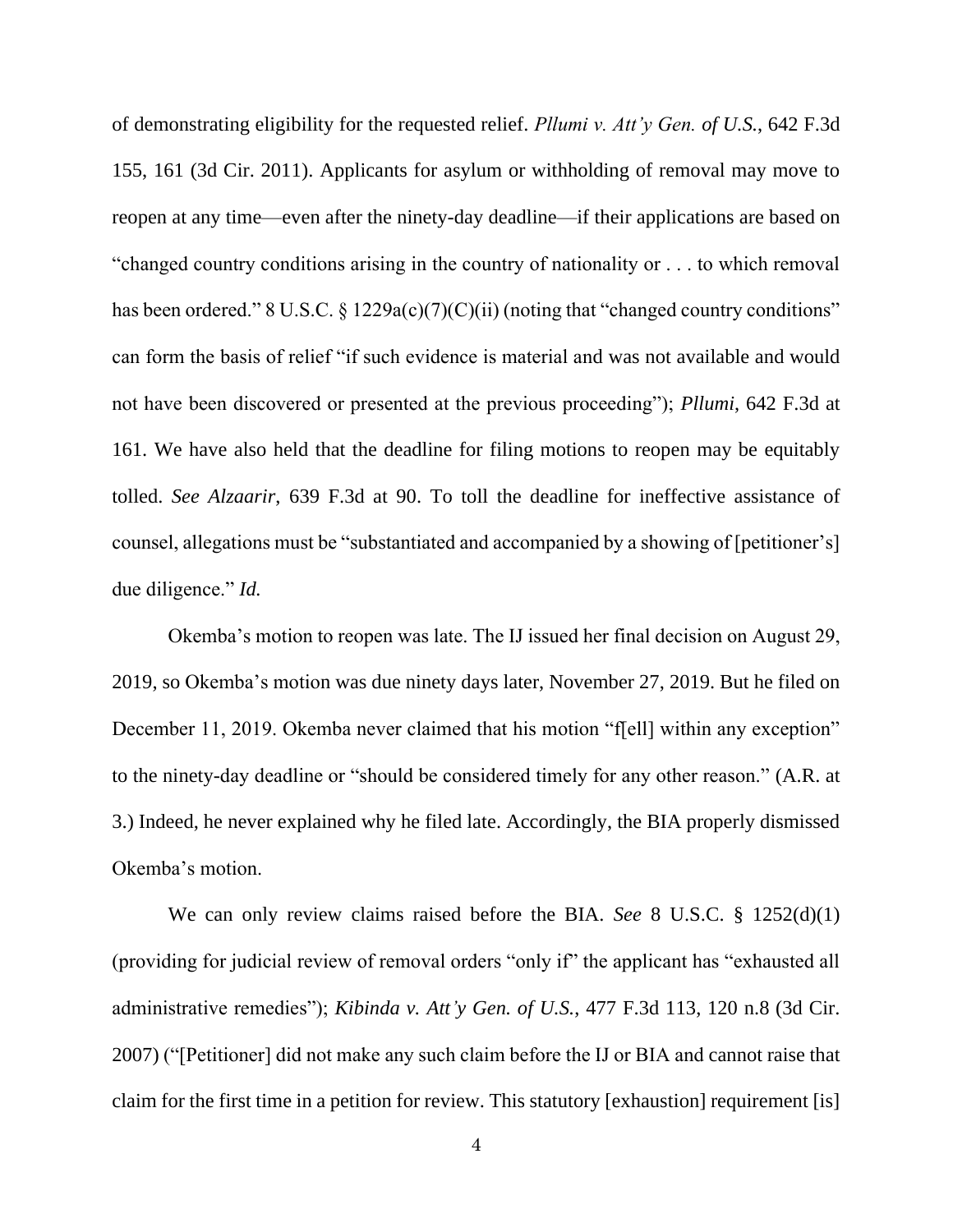of demonstrating eligibility for the requested relief. *Pllumi v. Att'y Gen. of U.S.*, 642 F.3d 155, 161 (3d Cir. 2011). Applicants for asylum or withholding of removal may move to reopen at any time—even after the ninety-day deadline—if their applications are based on "changed country conditions arising in the country of nationality or . . . to which removal has been ordered." 8 U.S.C. § 1229a(c)(7)(C)(ii) (noting that "changed country conditions" can form the basis of relief "if such evidence is material and was not available and would not have been discovered or presented at the previous proceeding"); *Pllumi*, 642 F.3d at 161. We have also held that the deadline for filing motions to reopen may be equitably tolled. *See Alzaarir*, 639 F.3d at 90. To toll the deadline for ineffective assistance of counsel, allegations must be "substantiated and accompanied by a showing of [petitioner's] due diligence." *Id.*

Okemba's motion to reopen was late. The IJ issued her final decision on August 29, 2019, so Okemba's motion was due ninety days later, November 27, 2019. But he filed on December 11, 2019. Okemba never claimed that his motion "f[ell] within any exception" to the ninety-day deadline or "should be considered timely for any other reason." (A.R. at 3.) Indeed, he never explained why he filed late. Accordingly, the BIA properly dismissed Okemba's motion.

We can only review claims raised before the BIA. *See* 8 U.S.C. § 1252(d)(1) (providing for judicial review of removal orders "only if" the applicant has "exhausted all administrative remedies"); *Kibinda v. Att'y Gen. of U.S.*, 477 F.3d 113, 120 n.8 (3d Cir. 2007) ("[Petitioner] did not make any such claim before the IJ or BIA and cannot raise that claim for the first time in a petition for review. This statutory [exhaustion] requirement [is]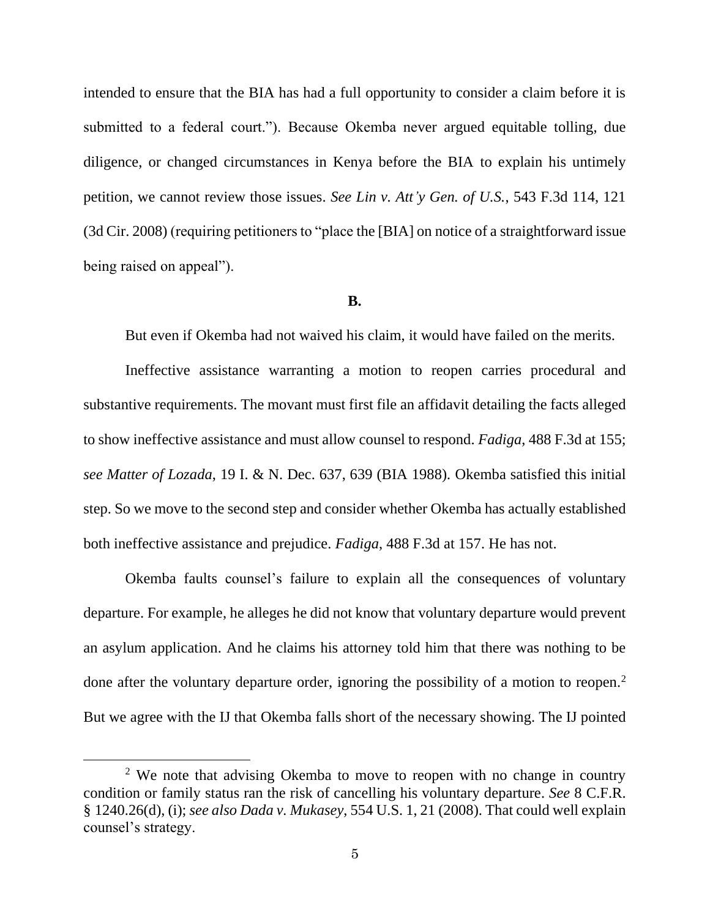intended to ensure that the BIA has had a full opportunity to consider a claim before it is submitted to a federal court."). Because Okemba never argued equitable tolling, due diligence, or changed circumstances in Kenya before the BIA to explain his untimely petition, we cannot review those issues. *See Lin v. Att'y Gen. of U.S.*, 543 F.3d 114, 121 (3d Cir. 2008) (requiring petitioners to "place the [BIA] on notice of a straightforward issue being raised on appeal").

**B.**

But even if Okemba had not waived his claim, it would have failed on the merits.

Ineffective assistance warranting a motion to reopen carries procedural and substantive requirements. The movant must first file an affidavit detailing the facts alleged to show ineffective assistance and must allow counsel to respond. *Fadiga*, 488 F.3d at 155; *see Matter of Lozada*, 19 I. & N. Dec. 637, 639 (BIA 1988). Okemba satisfied this initial step. So we move to the second step and consider whether Okemba has actually established both ineffective assistance and prejudice. *Fadiga*, 488 F.3d at 157. He has not.

Okemba faults counsel's failure to explain all the consequences of voluntary departure. For example, he alleges he did not know that voluntary departure would prevent an asylum application. And he claims his attorney told him that there was nothing to be done after the voluntary departure order, ignoring the possibility of a motion to reopen.[2] But we agree with the IJ that Okemba falls short of the necessary showing. The IJ pointed

[2] We note that advising Okemba to move to reopen with no change in country condition or family status ran the risk of cancelling his voluntary departure. *See* 8 C.F.R. § 1240.26(d), (i); *see also Dada v. Mukasey*, 554 U.S. 1, 21 (2008). That could well explain counsel's strategy.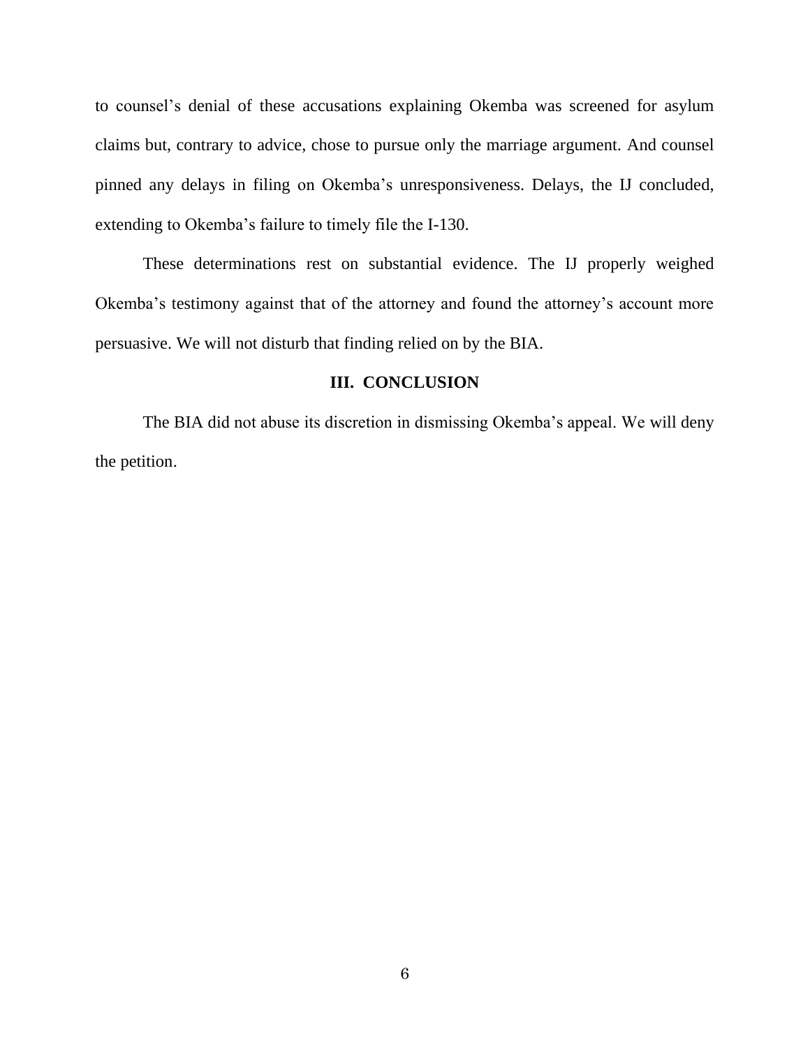to counsel's denial of these accusations explaining Okemba was screened for asylum claims but, contrary to advice, chose to pursue only the marriage argument. And counsel pinned any delays in filing on Okemba's unresponsiveness. Delays, the IJ concluded, extending to Okemba's failure to timely file the I-130.

These determinations rest on substantial evidence. The IJ properly weighed Okemba's testimony against that of the attorney and found the attorney's account more persuasive. We will not disturb that finding relied on by the BIA.

## III. CONCLUSION

The BIA did not abuse its discretion in dismissing Okemba's appeal. We will deny the petition.